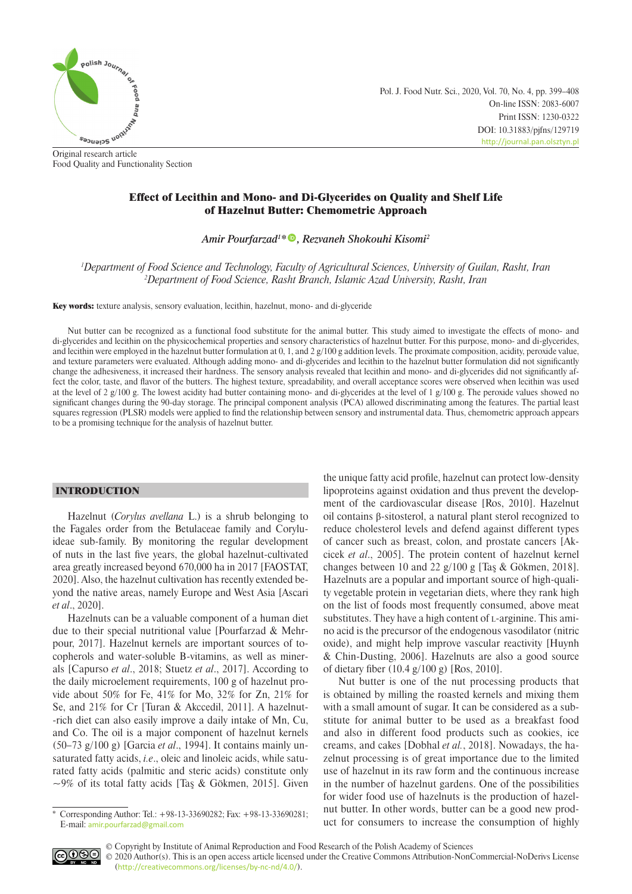Original research article
Food Quality and Functionality Section

# Effect of Lecithin and Mono- and Di-Glycerides on Quality and Shelf Life of Hazelnut Butter: Chemometric Approach

*Amir Pourfarzad[1]\*, Rezvaneh Shokouhi Kisomi[2]*

[1]*Department of Food Science and Technology, Faculty of Agricultural Sciences, University of Guilan, Rasht, Iran*
[2]*Department of Food Science, Rasht Branch, Islamic Azad University, Rasht, Iran*

**Key words:** texture analysis, sensory evaluation, lecithin, hazelnut, mono- and di-glyceride

Nut butter can be recognized as a functional food substitute for the animal butter. This study aimed to investigate the effects of mono- and di-glycerides and lecithin on the physicochemical properties and sensory characteristics of hazelnut butter. For this purpose, mono- and di-glycerides, and lecithin were employed in the hazelnut butter formulation at 0, 1, and 2 g/100 g addition levels. The proximate composition, acidity, peroxide value, and texture parameters were evaluated. Although adding mono- and di-glycerides and lecithin to the hazelnut butter formulation did not significantly change the adhesiveness, it increased their hardness. The sensory analysis revealed that lecithin and mono- and di-glycerides did not significantly affect the color, taste, and flavor of the butters. The highest texture, spreadability, and overall acceptance scores were observed when lecithin was used at the level of 2 g/100 g. The lowest acidity had butter containing mono- and di-glycerides at the level of 1 g/100 g. The peroxide values showed no significant changes during the 90-day storage. The principal component analysis (PCA) allowed discriminating among the features. The partial least squares regression (PLSR) models were applied to find the relationship between sensory and instrumental data. Thus, chemometric approach appears to be a promising technique for the analysis of hazelnut butter.

## INTRODUCTION

Hazelnut (*Corylus avellana* L.) is a shrub belonging to the Fagales order from the Betulaceae family and Coryluideae sub-family. By monitoring the regular development of nuts in the last five years, the global hazelnut-cultivated area greatly increased beyond 670,000 ha in 2017 [FAOSTAT, 2020]. Also, the hazelnut cultivation has recently extended beyond the native areas, namely Europe and West Asia [Ascari *et al*., 2020].

Hazelnuts can be a valuable component of a human diet due to their special nutritional value [Pourfarzad & Mehrpour, 2017]. Hazelnut kernels are important sources of tocopherols and water-soluble B-vitamins, as well as minerals [Capurso *et al*., 2018; Stuetz *et al*., 2017]. According to the daily microelement requirements, 100 g of hazelnut provide about 50% for Fe, 41% for Mo, 32% for Zn, 21% for Se, and 21% for Cr [Turan & Akccedil, 2011]. A hazelnut-rich diet can also easily improve a daily intake of Mn, Cu, and Co. The oil is a major component of hazelnut kernels (50–73 g/100 g) [Garcia *et al*., 1994]. It contains mainly unsaturated fatty acids, *i.e*., oleic and linoleic acids, while saturated fatty acids (palmitic and steric acids) constitute only ~9% of its total fatty acids [Taş & Gökmen, 2015]. Given the unique fatty acid profile, hazelnut can protect low-density lipoproteins against oxidation and thus prevent the development of the cardiovascular disease [Ros, 2010]. Hazelnut oil contains β-sitosterol, a natural plant sterol recognized to reduce cholesterol levels and defend against different types of cancer such as breast, colon, and prostate cancers [Akcicek *et al*., 2005]. The protein content of hazelnut kernel changes between 10 and 22 g/100 g [Taş & Gökmen, 2018]. Hazelnuts are a popular and important source of high-quality vegetable protein in vegetarian diets, where they rank high on the list of foods most frequently consumed, above meat substitutes. They have a high content of L-arginine. This amino acid is the precursor of the endogenous vasodilator (nitric oxide), and might help improve vascular reactivity [Huynh & Chin-Dusting, 2006]. Hazelnuts are also a good source of dietary fiber (10.4 g/100 g) [Ros, 2010].

Nut butter is one of the nut processing products that is obtained by milling the roasted kernels and mixing them with a small amount of sugar. It can be considered as a substitute for animal butter to be used as a breakfast food and also in different food products such as cookies, ice creams, and cakes [Dobhal *et al.*, 2018]. Nowadays, the hazelnut processing is of great importance due to the limited use of hazelnut in its raw form and the continuous increase in the number of hazelnut gardens. One of the possibilities for wider food use of hazelnuts is the production of hazelnut butter. In other words, butter can be a good new product for consumers to increase the consumption of highly

\* Corresponding Author: Tel.: +98-13-33690282; Fax: +98-13-33690281; E-mail: amir.pourfarzad@gmail.com

© Copyright by Institute of Animal Reproduction and Food Research of the Polish Academy of Sciences
© 2020 Author(s). This is an open access article licensed under the Creative Commons Attribution-NonCommercial-NoDerivs License (http://creativecommons.org/licenses/by-nc-nd/4.0/).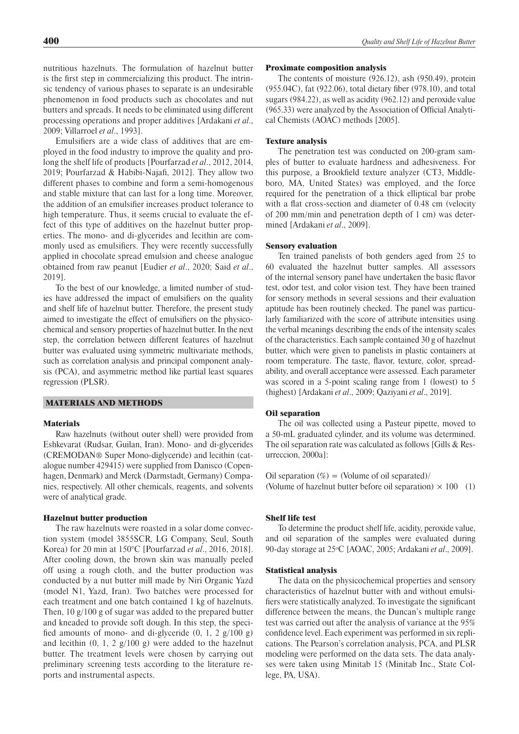nutritious hazelnuts. The formulation of hazelnut butter is the first step in commercializing this product. The intrinsic tendency of various phases to separate is an undesirable phenomenon in food products such as chocolates and nut butters and spreads. It needs to be eliminated using different processing operations and proper additives [Ardakani *et al*., 2009; Villarroel *et al*., 1993].

Emulsifiers are a wide class of additives that are employed in the food industry to improve the quality and prolong the shelf life of products [Pourfarzad *et al*., 2012, 2014, 2019; Pourfarzad & Habibi-Najafi, 2012]. They allow two different phases to combine and form a semi-homogenous and stable mixture that can last for a long time. Moreover, the addition of an emulsifier increases product tolerance to high temperature. Thus, it seems crucial to evaluate the effect of this type of additives on the hazelnut butter properties. The mono- and di-glycerides and lecithin are commonly used as emulsifiers. They were recently successfully applied in chocolate spread emulsion and cheese analogue obtained from raw peanut [Eudier *et al*., 2020; Said *et al*., 2019].

To the best of our knowledge, a limited number of studies have addressed the impact of emulsifiers on the quality and shelf life of hazelnut butter. Therefore, the present study aimed to investigate the effect of emulsifiers on the physicochemical and sensory properties of hazelnut butter. In the next step, the correlation between different features of hazelnut butter was evaluated using symmetric multivariate methods, such as correlation analysis and principal component analysis (PCA), and asymmetric method like partial least squares regression (PLSR).

## MATERIALS AND METHODS

### Materials

Raw hazelnuts (without outer shell) were provided from Eshkevarat (Rudsar, Guilan, Iran). Mono- and di-glycerides (CREMODAN® Super Mono-diglyceride) and lecithin (catalogue number 429415) were supplied from Danisco (Copenhagen, Denmark) and Merck (Darmstadt, Germany) Companies, respectively. All other chemicals, reagents, and solvents were of analytical grade.

### Hazelnut butter production

The raw hazelnuts were roasted in a solar dome convection system (model 3855SCR, LG Company, Seul, South Korea) for 20 min at 150°C [Pourfarzad *et al*., 2016, 2018]. After cooling down, the brown skin was manually peeled off using a rough cloth, and the butter production was conducted by a nut butter mill made by Niri Organic Yazd (model N1, Yazd, Iran). Two batches were processed for each treatment and one batch contained 1 kg of hazelnuts. Then, 10 g/100 g of sugar was added to the prepared butter and kneaded to provide soft dough. In this step, the specified amounts of mono- and di-glyceride (0, 1, 2 g/100 g) and lecithin (0, 1, 2 g/100 g) were added to the hazelnut butter. The treatment levels were chosen by carrying out preliminary screening tests according to the literature reports and instrumental aspects.

### Proximate composition analysis

The contents of moisture (926.12), ash (950.49), protein (955.04C), fat (922.06), total dietary fiber (978.10), and total sugars (984.22), as well as acidity (962.12) and peroxide value (965.33) were analyzed by the Association of Official Analytical Chemists (AOAC) methods [2005].

### Texture analysis

The penetration test was conducted on 200-gram samples of butter to evaluate hardness and adhesiveness. For this purpose, a Brookfield texture analyzer (CT3, Middleboro, MA, United States) was employed, and the force required for the penetration of a thick elliptical bar probe with a flat cross-section and diameter of 0.48 cm (velocity of 200 mm/min and penetration depth of 1 cm) was determined [Ardakani *et al*., 2009].

### Sensory evaluation

Ten trained panelists of both genders aged from 25 to 60 evaluated the hazelnut butter samples. All assessors of the internal sensory panel have undertaken the basic flavor test, odor test, and color vision test. They have been trained for sensory methods in several sessions and their evaluation aptitude has been routinely checked. The panel was particularly familiarized with the score of attribute intensities using the verbal meanings describing the ends of the intensity scales of the characteristics. Each sample contained 30 g of hazelnut butter, which were given to panelists in plastic containers at room temperature. The taste, flavor, texture, color, spreadability, and overall acceptance were assessed. Each parameter was scored in a 5-point scaling range from 1 (lowest) to 5 (highest) [Ardakani *et al*., 2009; Qaziyani *et al*., 2019].

### Oil separation

The oil was collected using a Pasteur pipette, moved to a 50-mL graduated cylinder, and its volume was determined. The oil separation rate was calculated as follows [Gills & Resurreccion, 2000a]:

$$\text{Oil separation (\%)} = \text{(Volume of oil separated)}/\text{(Volume of hazelnut butter before oil separation)} \times 100 \quad (1)$$

### Shelf life test

To determine the product shelf life, acidity, peroxide value, and oil separation of the samples were evaluated during 90-day storage at 25°C [AOAC, 2005; Ardakani *et al*., 2009].

### Statistical analysis

The data on the physicochemical properties and sensory characteristics of hazelnut butter with and without emulsifiers were statistically analyzed. To investigate the significant difference between the means, the Duncan's multiple range test was carried out after the analysis of variance at the 95% confidence level. Each experiment was performed in six replications. The Pearson's correlation analysis, PCA, and PLSR modeling were performed on the data sets. The data analyses were taken using Minitab 15 (Minitab Inc., State College, PA, USA).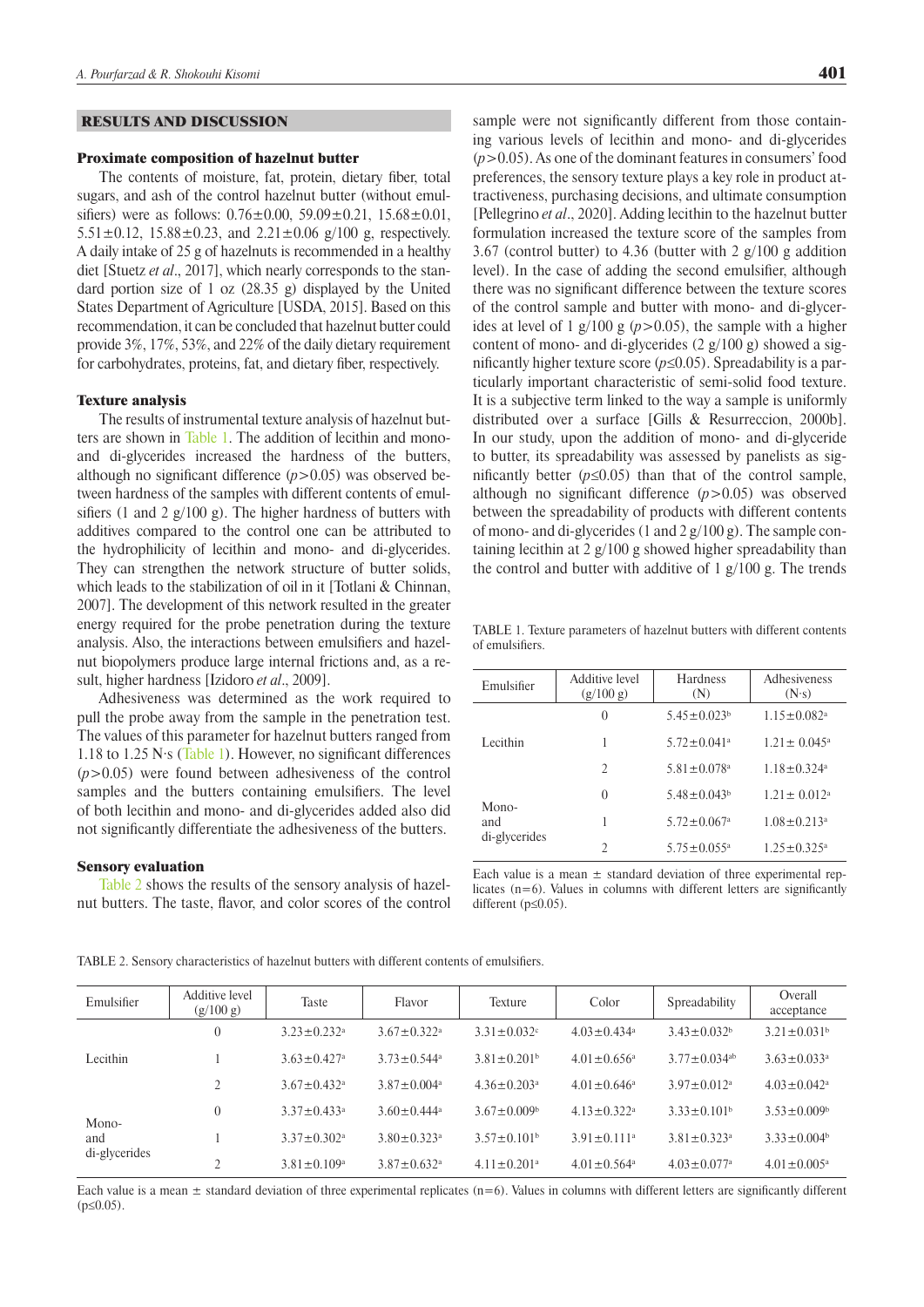## RESULTS AND DISCUSSION

### Proximate composition of hazelnut butter

The contents of moisture, fat, protein, dietary fiber, total sugars, and ash of the control hazelnut butter (without emulsifiers) were as follows: 0.76±0.00, 59.09±0.21, 15.68±0.01, 5.51±0.12, 15.88±0.23, and 2.21±0.06 g/100 g, respectively. A daily intake of 25 g of hazelnuts is recommended in a healthy diet [Stuetz *et al*., 2017], which nearly corresponds to the standard portion size of 1 oz (28.35 g) displayed by the United States Department of Agriculture [USDA, 2015]. Based on this recommendation, it can be concluded that hazelnut butter could provide 3%, 17%, 53%, and 22% of the daily dietary requirement for carbohydrates, proteins, fat, and dietary fiber, respectively.

### Texture analysis

The results of instrumental texture analysis of hazelnut butters are shown in Table 1. The addition of lecithin and mono- and di-glycerides increased the hardness of the butters, although no significant difference ($p>0.05$) was observed between hardness of the samples with different contents of emulsifiers (1 and 2 g/100 g). The higher hardness of butters with additives compared to the control one can be attributed to the hydrophilicity of lecithin and mono- and di-glycerides. They can strengthen the network structure of butter solids, which leads to the stabilization of oil in it [Totlani & Chinnan, 2007]. The development of this network resulted in the greater energy required for the probe penetration during the texture analysis. Also, the interactions between emulsifiers and hazelnut biopolymers produce large internal frictions and, as a result, higher hardness [Izidoro *et al*., 2009].

Adhesiveness was determined as the work required to pull the probe away from the sample in the penetration test. The values of this parameter for hazelnut butters ranged from 1.18 to 1.25 N·s (Table 1). However, no significant differences ($p>0.05$) were found between adhesiveness of the control samples and the butters containing emulsifiers. The level of both lecithin and mono- and di-glycerides added also did not significantly differentiate the adhesiveness of the butters.

### Sensory evaluation

Table 2 shows the results of the sensory analysis of hazelnut butters. The taste, flavor, and color scores of the control sample were not significantly different from those containing various levels of lecithin and mono- and di-glycerides ($p>0.05$). As one of the dominant features in consumers' food preferences, the sensory texture plays a key role in product attractiveness, purchasing decisions, and ultimate consumption [Pellegrino *et al*., 2020]. Adding lecithin to the hazelnut butter formulation increased the texture score of the samples from 3.67 (control butter) to 4.36 (butter with 2 g/100 g addition level). In the case of adding the second emulsifier, although there was no significant difference between the texture scores of the control sample and butter with mono- and di-glycerides at level of 1 g/100 g ($p>0.05$), the sample with a higher content of mono- and di-glycerides (2 g/100 g) showed a significantly higher texture score ($p\leq0.05$). Spreadability is a particularly important characteristic of semi-solid food texture. It is a subjective term linked to the way a sample is uniformly distributed over a surface [Gills & Resurreccion, 2000b]. In our study, upon the addition of mono- and di-glyceride to butter, its spreadability was assessed by panelists as significantly better ($p\leq0.05$) than that of the control sample, although no significant difference ($p>0.05$) was observed between the spreadability of products with different contents of mono- and di-glycerides (1 and 2 g/100 g). The sample containing lecithin at 2 g/100 g showed higher spreadability than the control and butter with additive of 1 g/100 g. The trends

TABLE 1. Texture parameters of hazelnut butters with different contents of emulsifiers.

| Emulsifier | Additive level (g/100 g) | Hardness (N) | Adhesiveness (N·s) |
|---|---|---|---|
| Lecithin | 0 | 5.45±0.023[b] | 1.15±0.082[a] |
| | 1 | 5.72±0.041[a] | 1.21±0.045[a] |
| | 2 | 5.81±0.078[a] | 1.18±0.324[a] |
| Mono- and di-glycerides | 0 | 5.48±0.043[b] | 1.21±0.012[a] |
| | 1 | 5.72±0.067[a] | 1.08±0.213[a] |
| | 2 | 5.75±0.055[a] | 1.25±0.325[a] |

Each value is a mean ± standard deviation of three experimental replicates (n=6). Values in columns with different letters are significantly different (p≤0.05).

TABLE 2. Sensory characteristics of hazelnut butters with different contents of emulsifiers.

| Emulsifier | Additive level (g/100 g) | Taste | Flavor | Texture | Color | Spreadability | Overall acceptance |
|---|---|---|---|---|---|---|---|
| Lecithin | 0 | 3.23±0.232[a] | 3.67±0.322[a] | 3.31±0.032[c] | 4.03±0.434[a] | 3.43±0.032[b] | 3.21±0.031[b] |
| | 1 | 3.63±0.427[a] | 3.73±0.544[a] | 3.81±0.201[b] | 4.01±0.656[a] | 3.77±0.034[ab] | 3.63±0.033[a] |
| | 2 | 3.67±0.432[a] | 3.87±0.004[a] | 4.36±0.203[a] | 4.01±0.646[a] | 3.97±0.012[a] | 4.03±0.042[a] |
| Mono- and di-glycerides | 0 | 3.37±0.433[a] | 3.60±0.444[a] | 3.67±0.009[b] | 4.13±0.322[a] | 3.33±0.101[b] | 3.53±0.009[b] |
| | 1 | 3.37±0.302[a] | 3.80±0.323[a] | 3.57±0.101[b] | 3.91±0.111[a] | 3.81±0.323[a] | 3.33±0.004[b] |
| | 2 | 3.81±0.109[a] | 3.87±0.632[a] | 4.11±0.201[a] | 4.01±0.564[a] | 4.03±0.077[a] | 4.01±0.005[a] |

Each value is a mean ± standard deviation of three experimental replicates (n=6). Values in columns with different letters are significantly different (p≤0.05).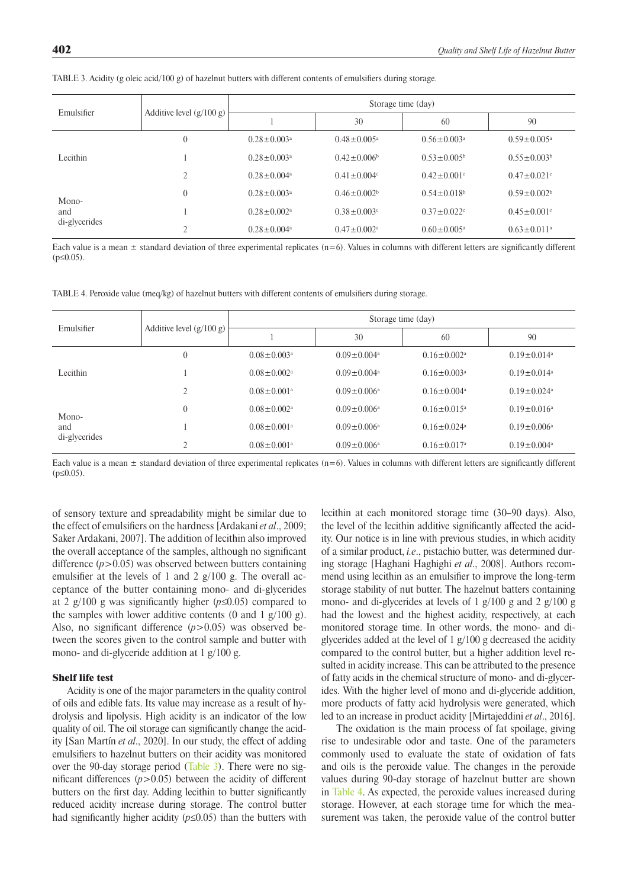TABLE 3. Acidity (g oleic acid/100 g) of hazelnut butters with different contents of emulsifiers during storage.

| Emulsifier | Additive level (g/100 g) | Storage time (day) | | | |
|---|---|---|---|---|---|
| | | 1 | 30 | 60 | 90 |
| Lecithin | 0 | 0.28±0.003[a] | 0.48±0.005[a] | 0.56±0.003[a] | 0.59±0.005[a] |
| | 1 | 0.28±0.003[a] | 0.42±0.006[b] | 0.53±0.005[b] | 0.55±0.003[b] |
| | 2 | 0.28±0.004[a] | 0.41±0.004[c] | 0.42±0.001[c] | 0.47±0.021[c] |
| Mono- and di-glycerides | 0 | 0.28±0.003[a] | 0.46±0.002[b] | 0.54±0.018[b] | 0.59±0.002[b] |
| | 1 | 0.28±0.002[a] | 0.38±0.003[c] | 0.37±0.022[c] | 0.45±0.001[c] |
| | 2 | 0.28±0.004[a] | 0.47±0.002[a] | 0.60±0.005[a] | 0.63±0.011[a] |

Each value is a mean ± standard deviation of three experimental replicates (n=6). Values in columns with different letters are significantly different ($p \leq 0.05$).

TABLE 4. Peroxide value (meq/kg) of hazelnut butters with different contents of emulsifiers during storage.

| Emulsifier | Additive level (g/100 g) | Storage time (day) | | | |
|---|---|---|---|---|---|
| | | 1 | 30 | 60 | 90 |
| Lecithin | 0 | 0.08±0.003[a] | 0.09±0.004[a] | 0.16±0.002[a] | 0.19±0.014[a] |
| | 1 | 0.08±0.002[a] | 0.09±0.004[a] | 0.16±0.003[a] | 0.19±0.014[a] |
| | 2 | 0.08±0.001[a] | 0.09±0.006[a] | 0.16±0.004[a] | 0.19±0.024[a] |
| Mono- and di-glycerides | 0 | 0.08±0.002[a] | 0.09±0.006[a] | 0.16±0.015[a] | 0.19±0.016[a] |
| | 1 | 0.08±0.001[a] | 0.09±0.006[a] | 0.16±0.024[a] | 0.19±0.006[a] |
| | 2 | 0.08±0.001[a] | 0.09±0.006[a] | 0.16±0.017[a] | 0.19±0.004[a] |

Each value is a mean ± standard deviation of three experimental replicates (n=6). Values in columns with different letters are significantly different ($p \leq 0.05$).

of sensory texture and spreadability might be similar due to the effect of emulsifiers on the hardness [Ardakani *et al*., 2009; Saker Ardakani, 2007]. The addition of lecithin also improved the overall acceptance of the samples, although no significant difference ($p>0.05$) was observed between butters containing emulsifier at the levels of 1 and 2 g/100 g. The overall acceptance of the butter containing mono- and di-glycerides at 2 g/100 g was significantly higher ($p \leq 0.05$) compared to the samples with lower additive contents (0 and 1 g/100 g). Also, no significant difference ($p>0.05$) was observed between the scores given to the control sample and butter with mono- and di-glyceride addition at 1 g/100 g.

### Shelf life test

Acidity is one of the major parameters in the quality control of oils and edible fats. Its value may increase as a result of hydrolysis and lipolysis. High acidity is an indicator of the low quality of oil. The oil storage can significantly change the acidity [San Martín *et al*., 2020]. In our study, the effect of adding emulsifiers to hazelnut butters on their acidity was monitored over the 90-day storage period (Table 3). There were no significant differences ($p>0.05$) between the acidity of different butters on the first day. Adding lecithin to butter significantly reduced acidity increase during storage. The control butter had significantly higher acidity ($p \leq 0.05$) than the butters with lecithin at each monitored storage time (30–90 days). Also, the level of the lecithin additive significantly affected the acidity. Our notice is in line with previous studies, in which acidity of a similar product, *i.e*., pistachio butter, was determined during storage [Haghani Haghighi *et al*., 2008]. Authors recommend using lecithin as an emulsifier to improve the long-term storage stability of nut butter. The hazelnut batters containing mono- and di-glycerides at levels of 1 g/100 g and 2 g/100 g had the lowest and the highest acidity, respectively, at each monitored storage time. In other words, the mono- and di-glycerides added at the level of 1 g/100 g decreased the acidity compared to the control butter, but a higher addition level resulted in acidity increase. This can be attributed to the presence of fatty acids in the chemical structure of mono- and di-glycerides. With the higher level of mono and di-glyceride addition, more products of fatty acid hydrolysis were generated, which led to an increase in product acidity [Mirtajeddini *et al*., 2016].

The oxidation is the main process of fat spoilage, giving rise to undesirable odor and taste. One of the parameters commonly used to evaluate the state of oxidation of fats and oils is the peroxide value. The changes in the peroxide values during 90-day storage of hazelnut butter are shown in Table 4. As expected, the peroxide values increased during storage. However, at each storage time for which the measurement was taken, the peroxide value of the control butter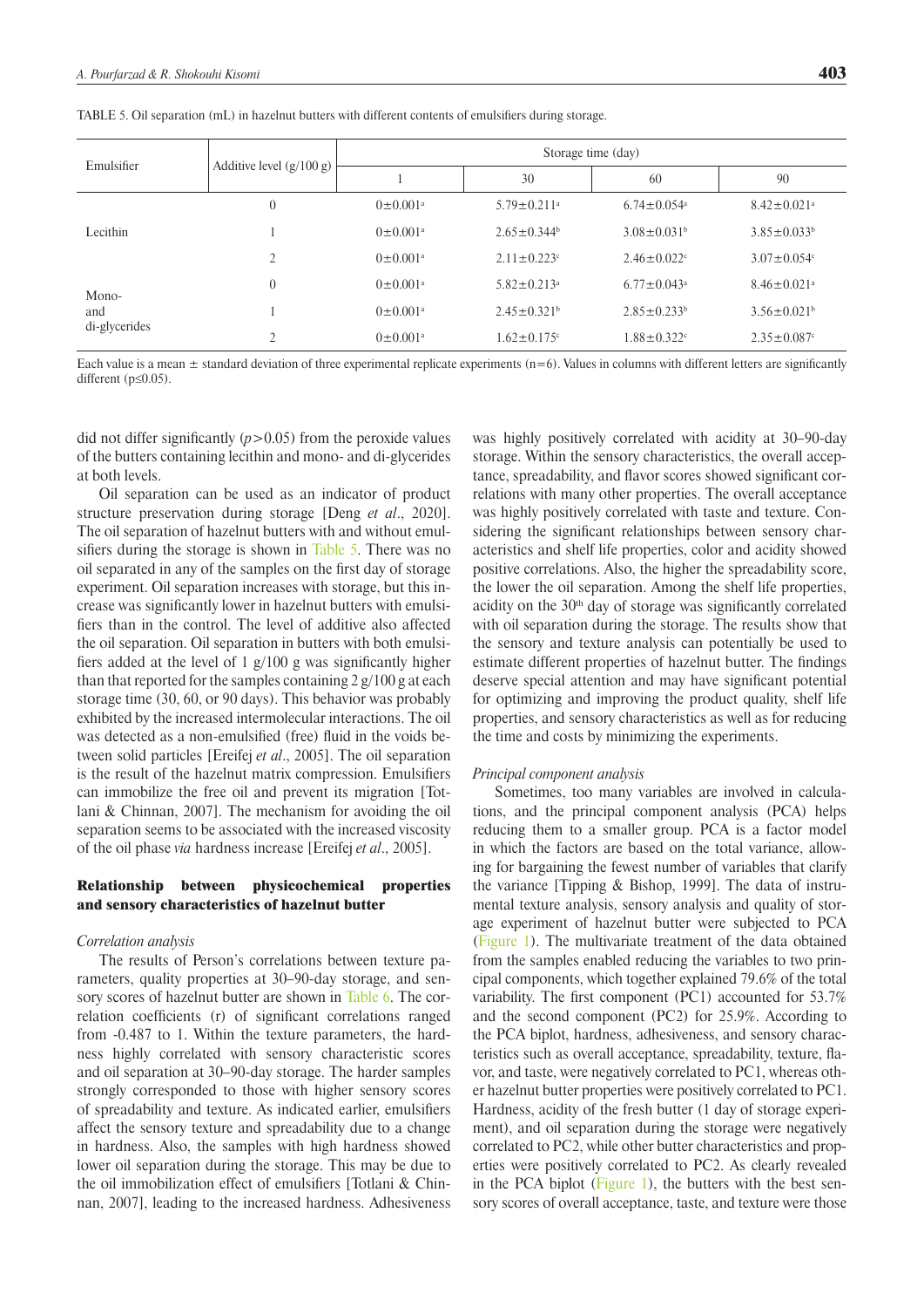TABLE 5. Oil separation (mL) in hazelnut butters with different contents of emulsifiers during storage.

| Emulsifier | Additive level (g/100 g) | Storage time (day) | | | |
|---|---|---|---|---|---|
| | | 1 | 30 | 60 | 90 |
| Lecithin | 0 | 0±0.001[a] | 5.79±0.211[a] | 6.74±0.054[a] | 8.42±0.021[a] |
| | 1 | 0±0.001[a] | 2.65±0.344[b] | 3.08±0.031[b] | 3.85±0.033[b] |
| | 2 | 0±0.001[a] | 2.11±0.223[c] | 2.46±0.022[c] | 3.07±0.054[c] |
| Mono- and di-glycerides | 0 | 0±0.001[a] | 5.82±0.213[a] | 6.77±0.043[a] | 8.46±0.021[a] |
| | 1 | 0±0.001[a] | 2.45±0.321[b] | 2.85±0.233[b] | 3.56±0.021[b] |
| | 2 | 0±0.001[a] | 1.62±0.175[c] | 1.88±0.322[c] | 2.35±0.087[c] |

Each value is a mean ± standard deviation of three experimental replicate experiments (n=6). Values in columns with different letters are significantly different ($p \leq 0.05$).

did not differ significantly ($p>0.05$) from the peroxide values of the butters containing lecithin and mono- and di-glycerides at both levels.

Oil separation can be used as an indicator of product structure preservation during storage [Deng *et al*., 2020]. The oil separation of hazelnut butters with and without emulsifiers during the storage is shown in Table 5. There was no oil separated in any of the samples on the first day of storage experiment. Oil separation increases with storage, but this increase was significantly lower in hazelnut butters with emulsifiers than in the control. The level of additive also affected the oil separation. Oil separation in butters with both emulsifiers added at the level of 1 g/100 g was significantly higher than that reported for the samples containing 2 g/100 g at each storage time (30, 60, or 90 days). This behavior was probably exhibited by the increased intermolecular interactions. The oil was detected as a non-emulsified (free) fluid in the voids between solid particles [Ereifej *et al*., 2005]. The oil separation is the result of the hazelnut matrix compression. Emulsifiers can immobilize the free oil and prevent its migration [Totlani & Chinnan, 2007]. The mechanism for avoiding the oil separation seems to be associated with the increased viscosity of the oil phase *via* hardness increase [Ereifej *et al*., 2005].

## Relationship between physicochemical properties and sensory characteristics of hazelnut butter

### *Correlation analysis*

The results of Person's correlations between texture parameters, quality properties at 30–90-day storage, and sensory scores of hazelnut butter are shown in Table 6. The correlation coefficients (r) of significant correlations ranged from -0.487 to 1. Within the texture parameters, the hardness highly correlated with sensory characteristic scores and oil separation at 30–90-day storage. The harder samples strongly corresponded to those with higher sensory scores of spreadability and texture. As indicated earlier, emulsifiers affect the sensory texture and spreadability due to a change in hardness. Also, the samples with high hardness showed lower oil separation during the storage. This may be due to the oil immobilization effect of emulsifiers [Totlani & Chinnan, 2007], leading to the increased hardness. Adhesiveness was highly positively correlated with acidity at 30–90-day storage. Within the sensory characteristics, the overall acceptance, spreadability, and flavor scores showed significant correlations with many other properties. The overall acceptance was highly positively correlated with taste and texture. Considering the significant relationships between sensory characteristics and shelf life properties, color and acidity showed positive correlations. Also, the higher the spreadability score, the lower the oil separation. Among the shelf life properties, acidity on the 30[th] day of storage was significantly correlated with oil separation during the storage. The results show that the sensory and texture analysis can potentially be used to estimate different properties of hazelnut butter. The findings deserve special attention and may have significant potential for optimizing and improving the product quality, shelf life properties, and sensory characteristics as well as for reducing the time and costs by minimizing the experiments.

### *Principal component analysis*

Sometimes, too many variables are involved in calculations, and the principal component analysis (PCA) helps reducing them to a smaller group. PCA is a factor model in which the factors are based on the total variance, allowing for bargaining the fewest number of variables that clarify the variance [Tipping & Bishop, 1999]. The data of instrumental texture analysis, sensory analysis and quality of storage experiment of hazelnut butter were subjected to PCA (Figure 1). The multivariate treatment of the data obtained from the samples enabled reducing the variables to two principal components, which together explained 79.6% of the total variability. The first component (PC1) accounted for 53.7% and the second component (PC2) for 25.9%. According to the PCA biplot, hardness, adhesiveness, and sensory characteristics such as overall acceptance, spreadability, texture, flavor, and taste, were negatively correlated to PC1, whereas other hazelnut butter properties were positively correlated to PC1. Hardness, acidity of the fresh butter (1 day of storage experiment), and oil separation during the storage were negatively correlated to PC2, while other butter characteristics and properties were positively correlated to PC2. As clearly revealed in the PCA biplot (Figure 1), the butters with the best sensory scores of overall acceptance, taste, and texture were those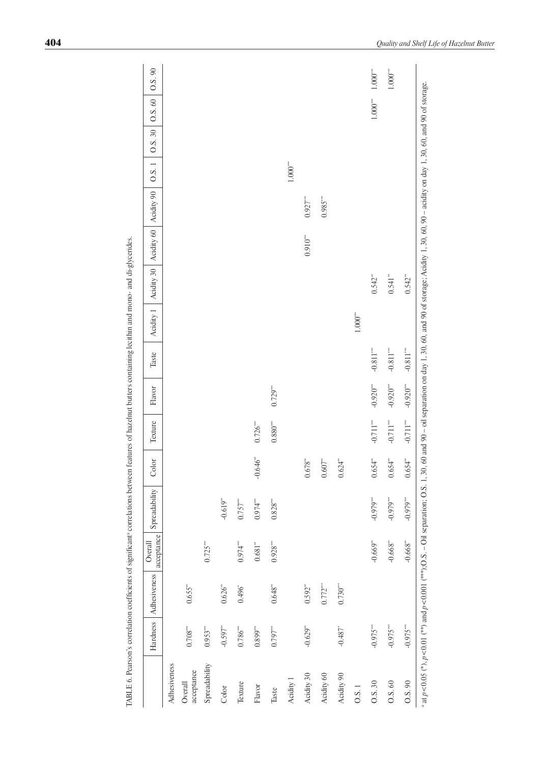TABLE 6. Pearson's correlation coefficients of significant[a] correlations between features of hazelnut butters containing lecithin and mono- and di-glycerides.

| | Hardness | Adhesiveness | Overall acceptance | Spreadability | Color | Texture | Flavor | Taste | Acidity 1 | Acidity 30 | Acidity 60 | Acidity 90 | O.S. 1 | O.S. 30 | O.S. 60 | O.S. 90 |
|---|---|---|---|---|---|---|---|---|---|---|---|---|---|---|---|---|
| Adhesiveness | | | | | | | | | | | | | | | | |
| Overall acceptance | 0.708*** | 0.655** | | | | | | | | | | | | | | |
| Spreadability | 0.953*** | | 0.725*** | | | | | | | | | | | | | |
| Color | -0.597** | 0.626** | | -0.619** | | | | | | | | | | | | |
| Texture | 0.786*** | 0.496* | 0.974*** | 0.757*** | | | | | | | | | | | | |
| Flavor | 0.899*** | | 0.681** | 0.974*** | -0.646** | 0.726*** | | | | | | | | | | |
| Taste | 0.797*** | 0.648** | 0.928*** | 0.828*** | | 0.880*** | 0.729*** | | | | | | | | | |
| Acidity 1 | | | | | | | | | | | | | | | | |
| Acidity 30 | -0.629** | 0.592** | | | 0.678** | | | | | | | | | | | |
| Acidity 60 | | 0.772*** | | | 0.607** | | | | | | | | | | | |
| Acidity 90 | -0.487* | 0.730*** | | | 0.624** | | | | | | 0.910*** | 0.927*** | 1.000*** | | | |
| O.S. 1 | | | | | | | | | | | | 0.985*** | | | | |
| O.S. 30 | -0.975*** | | -0.669** | -0.979*** | 0.654** | -0.711*** | -0.920*** | -0.811*** | 1.000*** | 0.542** | | | | | | |
| O.S. 60 | -0.975*** | | -0.668** | -0.979*** | 0.654** | -0.711*** | -0.920*** | -0.811*** | | 0.541** | | | | | 1.000*** | 1.000*** |
| O.S. 90 | -0.975*** | | -0.668** | -0.979*** | 0.654** | -0.711*** | -0.920*** | -0.811*** | | 0.542** | | | | | | 1.000*** |

[a] at $p<0.05$ (*), $p<0.01$ (**) and $p<0.001$ (***); O.S. – Oil separation; O.S. 1, 30, 60 and 90 – oil separation on day 1, 30, 60, and 90 of storage; Acidity 1, 30, 60, 90 – acidity on day 1, 30, 60, and 90 of storage.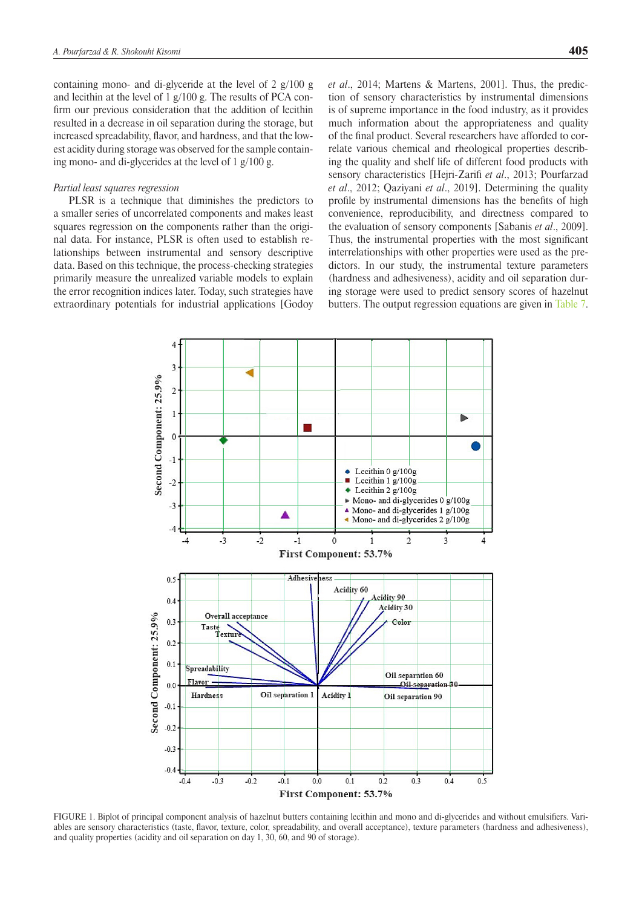containing mono- and di-glyceride at the level of 2 g/100 g and lecithin at the level of 1 g/100 g. The results of PCA confirm our previous consideration that the addition of lecithin resulted in a decrease in oil separation during the storage, but increased spreadability, flavor, and hardness, and that the lowest acidity during storage was observed for the sample containing mono- and di-glycerides at the level of 1 g/100 g.

*Partial least squares regression*

PLSR is a technique that diminishes the predictors to a smaller series of uncorrelated components and makes least squares regression on the components rather than the original data. For instance, PLSR is often used to establish relationships between instrumental and sensory descriptive data. Based on this technique, the process-checking strategies primarily measure the unrealized variable models to explain the error recognition indices later. Today, such strategies have extraordinary potentials for industrial applications [Godoy *et al*., 2014; Martens & Martens, 2001]. Thus, the prediction of sensory characteristics by instrumental dimensions is of supreme importance in the food industry, as it provides much information about the appropriateness and quality of the final product. Several researchers have afforded to correlate various chemical and rheological properties describing the quality and shelf life of different food products with sensory characteristics [Hejri-Zarifi *et al*., 2013; Pourfarzad *et al*., 2012; Qaziyani *et al*., 2019]. Determining the quality profile by instrumental dimensions has the benefits of high convenience, reproducibility, and directness compared to the evaluation of sensory components [Sabanis *et al*., 2009]. Thus, the instrumental properties with the most significant interrelationships with other properties were used as the predictors. In our study, the instrumental texture parameters (hardness and adhesiveness), acidity and oil separation during storage were used to predict sensory scores of hazelnut butters. The output regression equations are given in Table 7.

FIGURE 1. Biplot of principal component analysis of hazelnut butters containing lecithin and mono and di-glycerides and without emulsifiers. Variables are sensory characteristics (taste, flavor, texture, color, spreadability, and overall acceptance), texture parameters (hardness and adhesiveness), and quality properties (acidity and oil separation on day 1, 30, 60, and 90 of storage).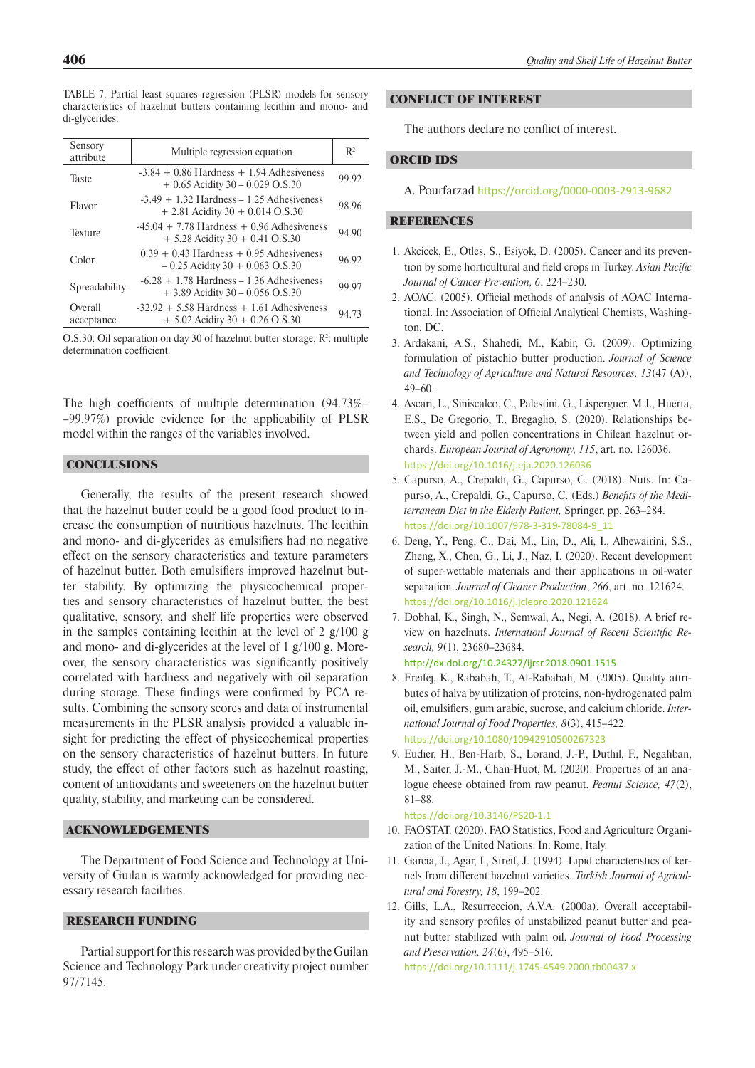TABLE 7. Partial least squares regression (PLSR) models for sensory characteristics of hazelnut butters containing lecithin and mono- and di-glycerides.

| Sensory attribute | Multiple regression equation | $R^2$ |
|---|---|---|
| Taste | -3.84 + 0.86 Hardness + 1.94 Adhesiveness + 0.65 Acidity 30 – 0.029 O.S.30 | 99.92 |
| Flavor | -3.49 + 1.32 Hardness – 1.25 Adhesiveness + 2.81 Acidity 30 + 0.014 O.S.30 | 98.96 |
| Texture | -45.04 + 7.78 Hardness + 0.96 Adhesiveness + 5.28 Acidity 30 + 0.41 O.S.30 | 94.90 |
| Color | 0.39 + 0.43 Hardness + 0.95 Adhesiveness – 0.25 Acidity 30 + 0.063 O.S.30 | 96.92 |
| Spreadability | -6.28 + 1.78 Hardness – 1.36 Adhesiveness + 3.89 Acidity 30 – 0.056 O.S.30 | 99.97 |
| Overall acceptance | -32.92 + 5.58 Hardness + 1.61 Adhesiveness + 5.02 Acidity 30 + 0.26 O.S.30 | 94.73 |

O.S.30: Oil separation on day 30 of hazelnut butter storage; $R^2$: multiple determination coefficient.

The high coefficients of multiple determination (94.73%––99.97%) provide evidence for the applicability of PLSR model within the ranges of the variables involved.

## CONCLUSIONS

Generally, the results of the present research showed that the hazelnut butter could be a good food product to increase the consumption of nutritious hazelnuts. The lecithin and mono- and di-glycerides as emulsifiers had no negative effect on the sensory characteristics and texture parameters of hazelnut butter. Both emulsifiers improved hazelnut butter stability. By optimizing the physicochemical properties and sensory characteristics of hazelnut butter, the best qualitative, sensory, and shelf life properties were observed in the samples containing lecithin at the level of 2 g/100 g and mono- and di-glycerides at the level of 1 g/100 g. Moreover, the sensory characteristics was significantly positively correlated with hardness and negatively with oil separation during storage. These findings were confirmed by PCA results. Combining the sensory scores and data of instrumental measurements in the PLSR analysis provided a valuable insight for predicting the effect of physicochemical properties on the sensory characteristics of hazelnut butters. In future study, the effect of other factors such as hazelnut roasting, content of antioxidants and sweeteners on the hazelnut butter quality, stability, and marketing can be considered.

## ACKNOWLEDGEMENTS

The Department of Food Science and Technology at University of Guilan is warmly acknowledged for providing necessary research facilities.

## RESEARCH FUNDING

Partial support for this research was provided by the Guilan Science and Technology Park under creativity project number 97/7145.

## CONFLICT OF INTEREST

The authors declare no conflict of interest.

## ORCID IDs

A. Pourfarzad https://orcid.org/0000-0003-2913-9682

## REFERENCES

1. Akcicek, E., Otles, S., Esiyok, D. (2005). Cancer and its prevention by some horticultural and field crops in Turkey. *Asian Pacific Journal of Cancer Prevention, 6*, 224–230.
2. AOAC. (2005). Official methods of analysis of AOAC International. In: Association of Official Analytical Chemists, Washington, DC.
3. Ardakani, A.S., Shahedi, M., Kabir, G. (2009). Optimizing formulation of pistachio butter production. *Journal of Science and Technology of Agriculture and Natural Resources, 13*(47 (A)), 49–60.
4. Ascari, L., Siniscalco, C., Palestini, G., Lisperguer, M.J., Huerta, E.S., De Gregorio, T., Bregaglio, S. (2020). Relationships between yield and pollen concentrations in Chilean hazelnut orchards. *European Journal of Agronomy, 115*, art. no. 126036. https://doi.org/10.1016/j.eja.2020.126036
5. Capurso, A., Crepaldi, G., Capurso, C. (2018). Nuts. In: Capurso, A., Crepaldi, G., Capurso, C. (Eds.) *Benefits of the Mediterranean Diet in the Elderly Patient,* Springer, pp. 263–284. https://doi.org/10.1007/978-3-319-78084-9_11
6. Deng, Y., Peng, C., Dai, M., Lin, D., Ali, I., Alhewairini, S.S., Zheng, X., Chen, G., Li, J., Naz, I. (2020). Recent development of super-wettable materials and their applications in oil-water separation. *Journal of Cleaner Production*, *266*, art. no. 121624. https://doi.org/10.1016/j.jclepro.2020.121624
7. Dobhal, K., Singh, N., Semwal, A., Negi, A. (2018). A brief review on hazelnuts. *Internationl Journal of Recent Scientific Research, 9*(1), 23680–23684. http://dx.doi.org/10.24327/ijrsr.2018.0901.1515
8. Ereifej, K., Rababah, T., Al-Rababah, M. (2005). Quality attributes of halva by utilization of proteins, non-hydrogenated palm oil, emulsifiers, gum arabic, sucrose, and calcium chloride. *International Journal of Food Properties, 8*(3), 415–422. https://doi.org/10.1080/10942910500267323
9. Eudier, H., Ben-Harb, S., Lorand, J.-P., Duthil, F., Negahban, M., Saiter, J.-M., Chan-Huot, M. (2020). Properties of an analogue cheese obtained from raw peanut. *Peanut Science, 47*(2), 81–88. https://doi.org/10.3146/PS20-1.1
10. FAOSTAT. (2020). FAO Statistics, Food and Agriculture Organization of the United Nations. In: Rome, Italy.
11. Garcia, J., Agar, I., Streif, J. (1994). Lipid characteristics of kernels from different hazelnut varieties. *Turkish Journal of Agricultural and Forestry, 18*, 199–202.
12. Gills, L.A., Resurreccion, A.V.A. (2000a). Overall acceptability and sensory profiles of unstabilized peanut butter and peanut butter stabilized with palm oil. *Journal of Food Processing and Preservation, 24*(6), 495–516. https://doi.org/10.1111/j.1745-4549.2000.tb00437.x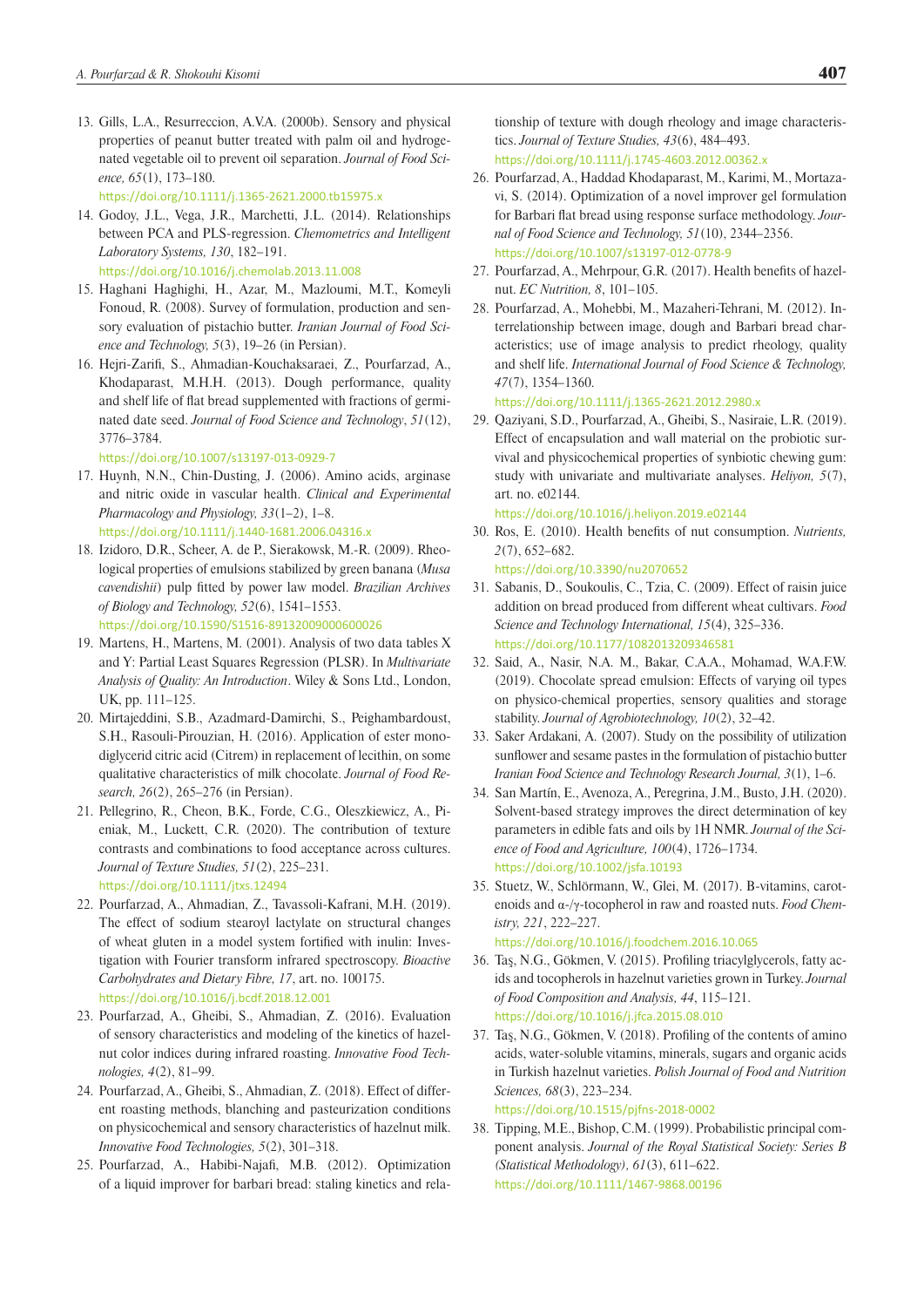13. Gills, L.A., Resurreccion, A.V.A. (2000b). Sensory and physical properties of peanut butter treated with palm oil and hydrogenated vegetable oil to prevent oil separation. *Journal of Food Science, 65*(1), 173–180.
https://doi.org/10.1111/j.1365-2621.2000.tb15975.x
14. Godoy, J.L., Vega, J.R., Marchetti, J.L. (2014). Relationships between PCA and PLS-regression. *Chemometrics and Intelligent Laboratory Systems, 130*, 182–191.
https://doi.org/10.1016/j.chemolab.2013.11.008
15. Haghani Haghighi, H., Azar, M., Mazloumi, M.T., Komeyli Fonoud, R. (2008). Survey of formulation, production and sensory evaluation of pistachio butter. *Iranian Journal of Food Science and Technology, 5*(3), 19–26 (in Persian).
16. Hejri-Zarifi, S., Ahmadian-Kouchaksaraei, Z., Pourfarzad, A., Khodaparast, M.H.H. (2013). Dough performance, quality and shelf life of flat bread supplemented with fractions of germinated date seed. *Journal of Food Science and Technology*, *51*(12), 3776–3784.
https://doi.org/10.1007/s13197-013-0929-7
17. Huynh, N.N., Chin-Dusting, J. (2006). Amino acids, arginase and nitric oxide in vascular health. *Clinical and Experimental Pharmacology and Physiology, 33*(1–2), 1–8.
https://doi.org/10.1111/j.1440-1681.2006.04316.x
18. Izidoro, D.R., Scheer, A. de P., Sierakowsk, M.-R. (2009). Rheological properties of emulsions stabilized by green banana (*Musa cavendishii*) pulp fitted by power law model. *Brazilian Archives of Biology and Technology, 52*(6), 1541–1553.
https://doi.org/10.1590/S1516-89132009000600026
19. Martens, H., Martens, M. (2001). Analysis of two data tables X and Y: Partial Least Squares Regression (PLSR). In *Multivariate Analysis of Quality: An Introduction*. Wiley & Sons Ltd., London, UK, pp. 111–125.
20. Mirtajeddini, S.B., Azadmard-Damirchi, S., Peighambardoust, S.H., Rasouli-Pirouzian, H. (2016). Application of ester monodiglycerid citric acid (Citrem) in replacement of lecithin, on some qualitative characteristics of milk chocolate. *Journal of Food Research, 26*(2), 265–276 (in Persian).
21. Pellegrino, R., Cheon, B.K., Forde, C.G., Oleszkiewicz, A., Pieniak, M., Luckett, C.R. (2020). The contribution of texture contrasts and combinations to food acceptance across cultures. *Journal of Texture Studies, 51*(2), 225–231.
https://doi.org/10.1111/jtxs.12494
22. Pourfarzad, A., Ahmadian, Z., Tavassoli-Kafrani, M.H. (2019). The effect of sodium stearoyl lactylate on structural changes of wheat gluten in a model system fortified with inulin: Investigation with Fourier transform infrared spectroscopy. *Bioactive Carbohydrates and Dietary Fibre, 17*, art. no. 100175.
https://doi.org/10.1016/j.bcdf.2018.12.001
23. Pourfarzad, A., Gheibi, S., Ahmadian, Z. (2016). Evaluation of sensory characteristics and modeling of the kinetics of hazelnut color indices during infrared roasting. *Innovative Food Technologies, 4*(2), 81–99.
24. Pourfarzad, A., Gheibi, S., Ahmadian, Z. (2018). Effect of different roasting methods, blanching and pasteurization conditions on physicochemical and sensory characteristics of hazelnut milk. *Innovative Food Technologies, 5*(2), 301–318.
25. Pourfarzad, A., Habibi-Najafi, M.B. (2012). Optimization of a liquid improver for barbari bread: staling kinetics and relationship of texture with dough rheology and image characteristics. *Journal of Texture Studies, 43*(6), 484–493.
https://doi.org/10.1111/j.1745-4603.2012.00362.x
26. Pourfarzad, A., Haddad Khodaparast, M., Karimi, M., Mortazavi, S. (2014). Optimization of a novel improver gel formulation for Barbari flat bread using response surface methodology. *Journal of Food Science and Technology, 51*(10), 2344–2356.
https://doi.org/10.1007/s13197-012-0778-9
27. Pourfarzad, A., Mehrpour, G.R. (2017). Health benefits of hazelnut. *EC Nutrition, 8*, 101–105.
28. Pourfarzad, A., Mohebbi, M., Mazaheri-Tehrani, M. (2012). Interrelationship between image, dough and Barbari bread characteristics; use of image analysis to predict rheology, quality and shelf life. *International Journal of Food Science & Technology, 47*(7), 1354–1360.
https://doi.org/10.1111/j.1365-2621.2012.2980.x
29. Qaziyani, S.D., Pourfarzad, A., Gheibi, S., Nasiraie, L.R. (2019). Effect of encapsulation and wall material on the probiotic survival and physicochemical properties of synbiotic chewing gum: study with univariate and multivariate analyses. *Heliyon, 5*(7), art. no. e02144.
https://doi.org/10.1016/j.heliyon.2019.e02144
30. Ros, E. (2010). Health benefits of nut consumption. *Nutrients, 2*(7), 652–682.
https://doi.org/10.3390/nu2070652
31. Sabanis, D., Soukoulis, C., Tzia, C. (2009). Effect of raisin juice addition on bread produced from different wheat cultivars. *Food Science and Technology International, 15*(4), 325–336.
https://doi.org/10.1177/1082013209346581
32. Said, A., Nasir, N.A. M., Bakar, C.A.A., Mohamad, W.A.F.W. (2019). Chocolate spread emulsion: Effects of varying oil types on physico-chemical properties, sensory qualities and storage stability. *Journal of Agrobiotechnology, 10*(2), 32–42.
33. Saker Ardakani, A. (2007). Study on the possibility of utilization sunflower and sesame pastes in the formulation of pistachio butter *Iranian Food Science and Technology Research Journal, 3*(1), 1–6.
34. San Martín, E., Avenoza, A., Peregrina, J.M., Busto, J.H. (2020). Solvent-based strategy improves the direct determination of key parameters in edible fats and oils by 1H NMR. *Journal of the Science of Food and Agriculture, 100*(4), 1726–1734.
https://doi.org/10.1002/jsfa.10193
35. Stuetz, W., Schlörmann, W., Glei, M. (2017). B-vitamins, carotenoids and α-/γ-tocopherol in raw and roasted nuts. *Food Chemistry, 221*, 222–227.
https://doi.org/10.1016/j.foodchem.2016.10.065
36. Taş, N.G., Gökmen, V. (2015). Profiling triacylglycerols, fatty acids and tocopherols in hazelnut varieties grown in Turkey. *Journal of Food Composition and Analysis, 44*, 115–121.
https://doi.org/10.1016/j.jfca.2015.08.010
37. Taş, N.G., Gökmen, V. (2018). Profiling of the contents of amino acids, water-soluble vitamins, minerals, sugars and organic acids in Turkish hazelnut varieties. *Polish Journal of Food and Nutrition Sciences, 68*(3), 223–234.
https://doi.org/10.1515/pjfns-2018-0002
38. Tipping, M.E., Bishop, C.M. (1999). Probabilistic principal component analysis. *Journal of the Royal Statistical Society: Series B (Statistical Methodology), 61*(3), 611–622.
https://doi.org/10.1111/1467-9868.00196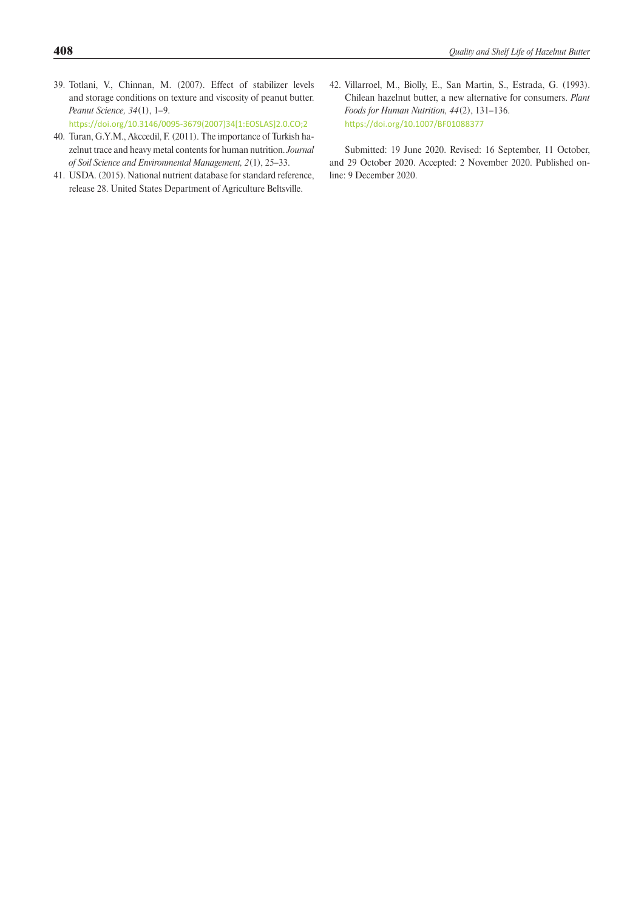39. Totlani, V., Chinnan, M. (2007). Effect of stabilizer levels and storage conditions on texture and viscosity of peanut butter. *Peanut Science, 34*(1), 1–9. https://doi.org/10.3146/0095-3679(2007)34[1:EOSLAS]2.0.CO;2
40. Turan, G.Y.M., Akccedil, F. (2011). The importance of Turkish hazelnut trace and heavy metal contents for human nutrition. *Journal of Soil Science and Environmental Management, 2*(1), 25–33.
41. USDA. (2015). National nutrient database for standard reference, release 28. United States Department of Agriculture Beltsville.
42. Villarroel, M., Biolly, E., San Martin, S., Estrada, G. (1993). Chilean hazelnut butter, a new alternative for consumers. *Plant Foods for Human Nutrition, 44*(2), 131–136. https://doi.org/10.1007/BF01088377

Submitted: 19 June 2020. Revised: 16 September, 11 October, and 29 October 2020. Accepted: 2 November 2020. Published online: 9 December 2020.